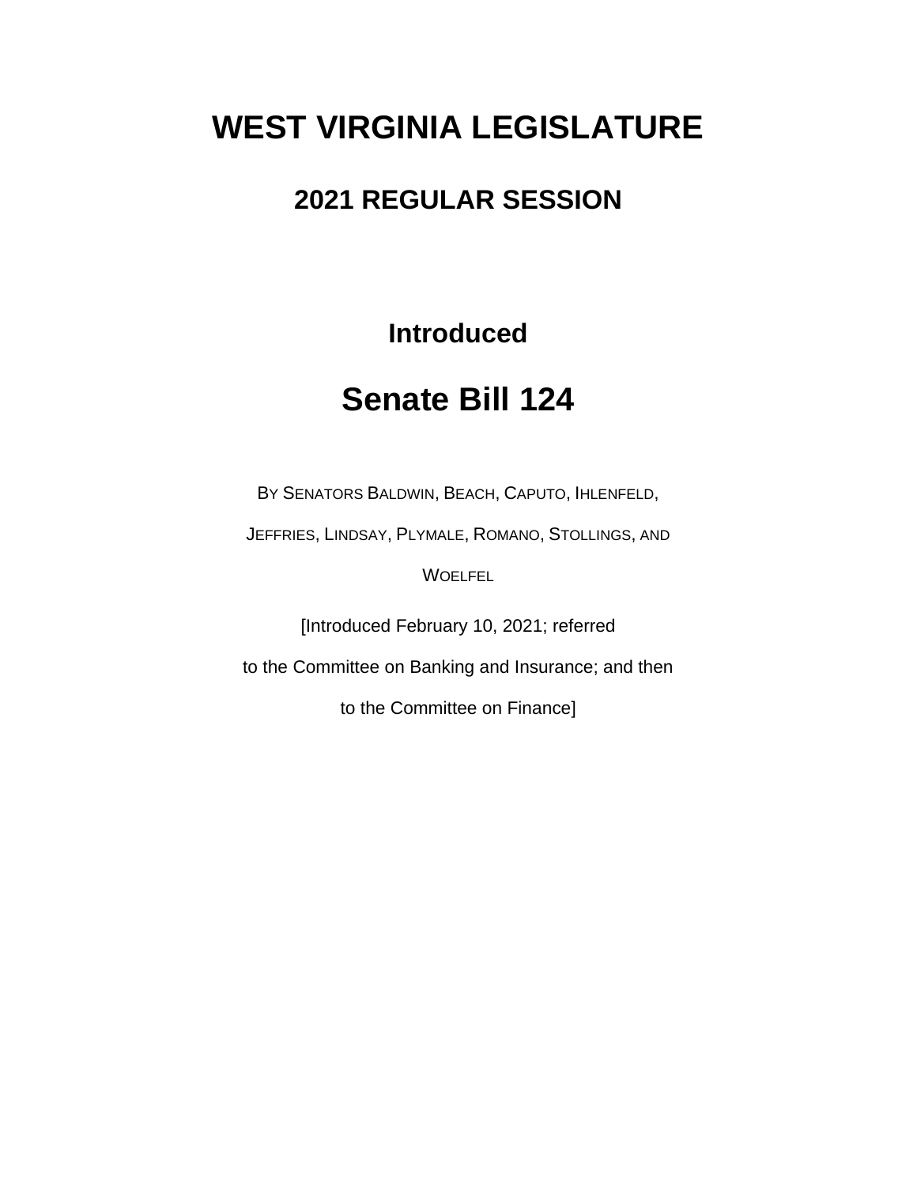# WEST VIRGINIA LEGISLATURE

## 2021 REGULAR SESSION

### Introduced

## Senate Bill 124

BY SENATORS BALDWIN, BEACH, CAPUTO, IHLENFELD, JEFFRIES, LINDSAY, PLYMALE, ROMANO, STOLLINGS, AND WOELFEL

[Introduced February 10, 2021; referred to the Committee on Banking and Insurance; and then to the Committee on Finance]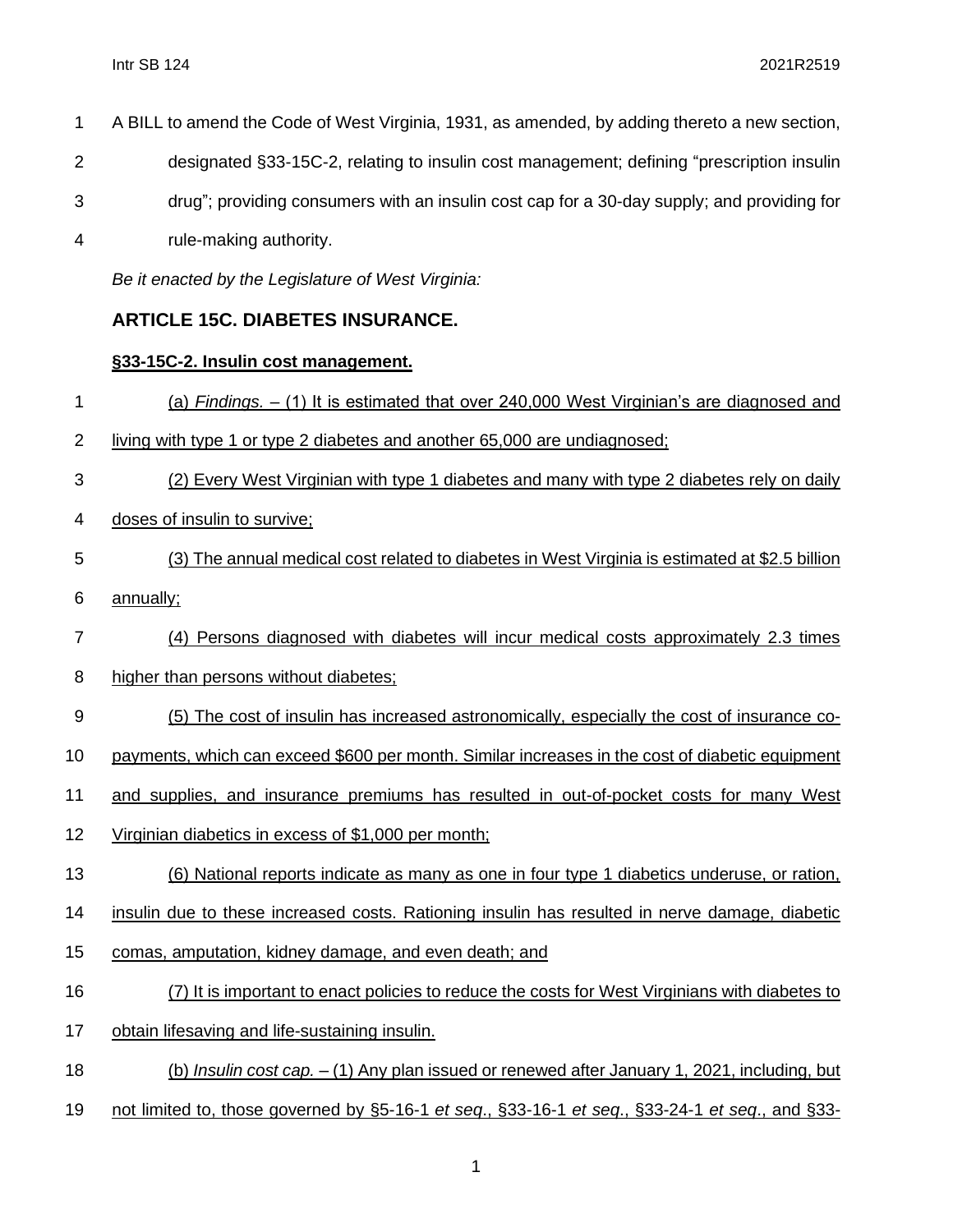A BILL to amend the Code of West Virginia, 1931, as amended, by adding thereto a new section, designated §33-15C-2, relating to insulin cost management; defining "prescription insulin drug"; providing consumers with an insulin cost cap for a 30-day supply; and providing for rule-making authority.

*Be it enacted by the Legislature of West Virginia:*

## ARTICLE 15C. DIABETES INSURANCE.

### §33-15C-2. Insulin cost management.

(a) *Findings.* – (1) It is estimated that over 240,000 West Virginian's are diagnosed and living with type 1 or type 2 diabetes and another 65,000 are undiagnosed;

(2) Every West Virginian with type 1 diabetes and many with type 2 diabetes rely on daily doses of insulin to survive;

(3) The annual medical cost related to diabetes in West Virginia is estimated at $2.5 billion annually;

(4) Persons diagnosed with diabetes will incur medical costs approximately 2.3 times higher than persons without diabetes;

(5) The cost of insulin has increased astronomically, especially the cost of insurance co-payments, which can exceed $600 per month. Similar increases in the cost of diabetic equipment and supplies, and insurance premiums has resulted in out-of-pocket costs for many West Virginian diabetics in excess of $1,000 per month;

(6) National reports indicate as many as one in four type 1 diabetics underuse, or ration, insulin due to these increased costs. Rationing insulin has resulted in nerve damage, diabetic comas, amputation, kidney damage, and even death; and

(7) It is important to enact policies to reduce the costs for West Virginians with diabetes to obtain lifesaving and life-sustaining insulin.

(b) *Insulin cost cap.* – (1) Any plan issued or renewed after January 1, 2021, including, but not limited to, those governed by §5-16-1 *et seq*., §33-16-1 *et seq*., §33-24-1 *et seq*., and §33-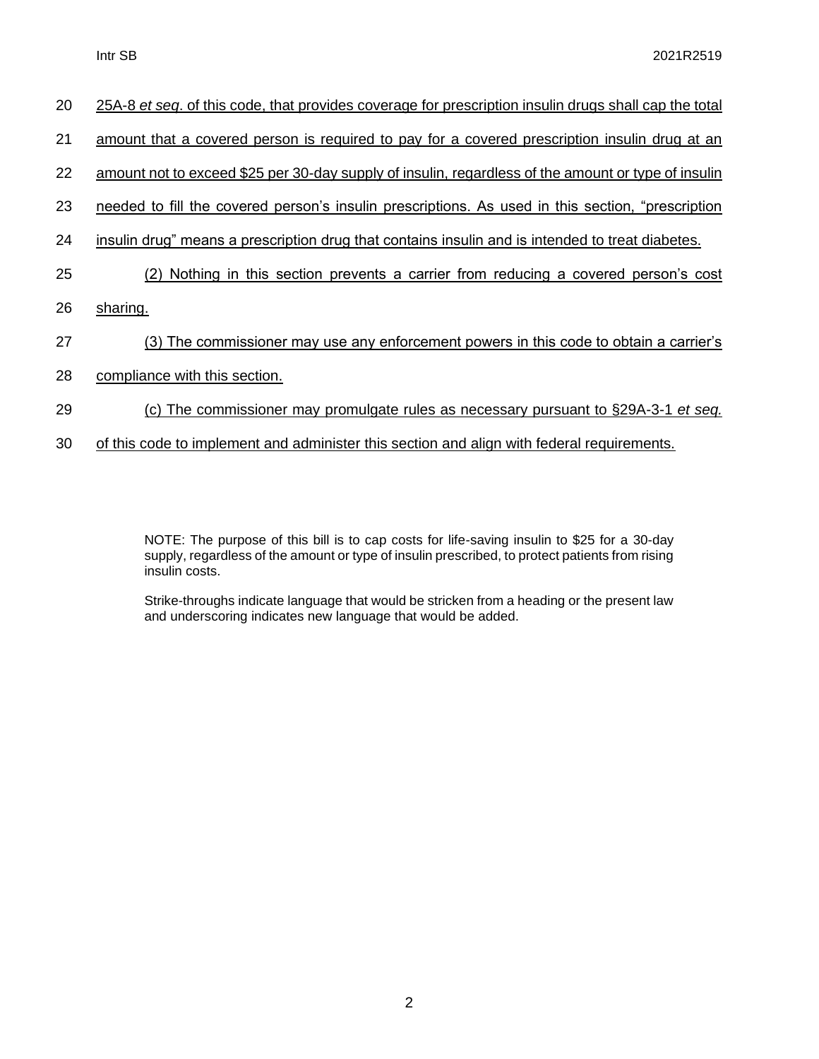25A-8 *et seq*. of this code, that provides coverage for prescription insulin drugs shall cap the total amount that a covered person is required to pay for a covered prescription insulin drug at an amount not to exceed $25 per 30-day supply of insulin, regardless of the amount or type of insulin needed to fill the covered person's insulin prescriptions. As used in this section, "prescription insulin drug" means a prescription drug that contains insulin and is intended to treat diabetes.

(2) Nothing in this section prevents a carrier from reducing a covered person's cost sharing.

(3) The commissioner may use any enforcement powers in this code to obtain a carrier's compliance with this section.

(c) The commissioner may promulgate rules as necessary pursuant to §29A-3-1 *et seq.* of this code to implement and administer this section and align with federal requirements.

NOTE: The purpose of this bill is to cap costs for life-saving insulin to $25 for a 30-day supply, regardless of the amount or type of insulin prescribed, to protect patients from rising insulin costs.

Strike-throughs indicate language that would be stricken from a heading or the present law and underscoring indicates new language that would be added.